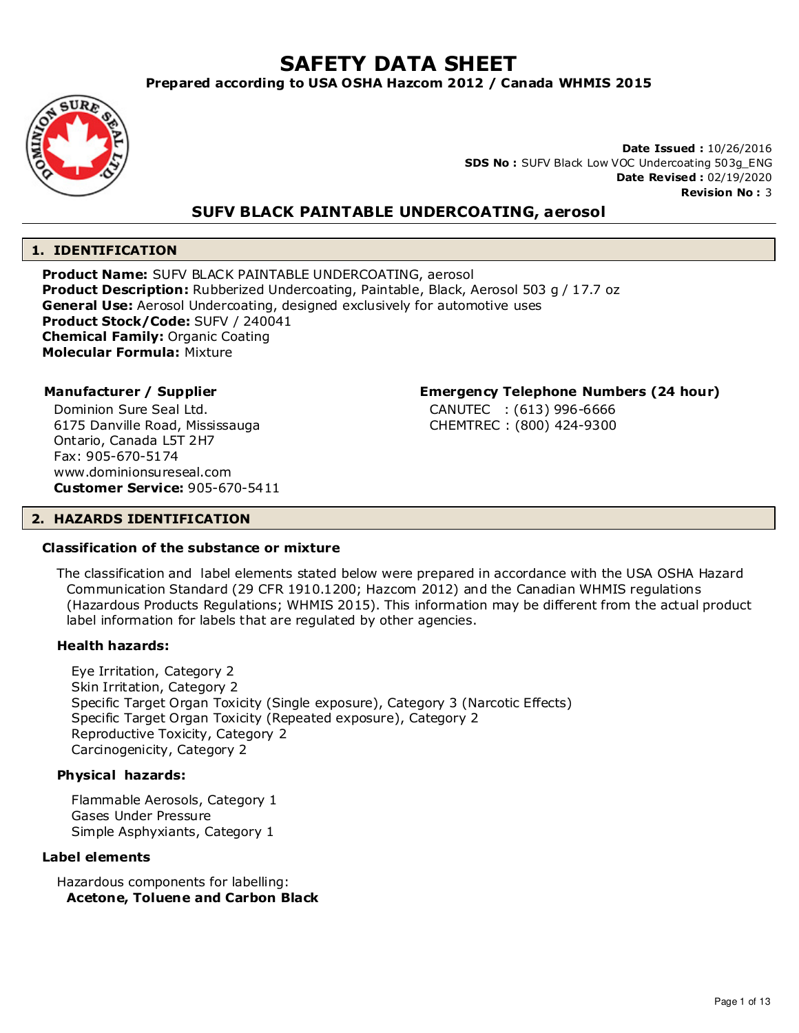# SAFETY DATA SHEET

**Prepared according to USA OSHA Hazcom 2012 / Canada WHMIS 2015**

**Date Issued :** 10/26/2016
**SDS No :** SUFV Black Low VOC Undercoating 503g_ENG
**Date Revised :** 02/19/2020
**Revision No :** 3

## SUFV BLACK PAINTABLE UNDERCOATING, aerosol

## 1. IDENTIFICATION

**Product Name:** SUFV BLACK PAINTABLE UNDERCOATING, aerosol
**Product Description:** Rubberized Undercoating, Paintable, Black, Aerosol 503 g / 17.7 oz
**General Use:** Aerosol Undercoating, designed exclusively for automotive uses
**Product Stock/Code:** SUFV / 240041
**Chemical Family:** Organic Coating
**Molecular Formula:** Mixture

**Manufacturer / Supplier**

Dominion Sure Seal Ltd.
6175 Danville Road, Mississauga
Ontario, Canada L5T 2H7
Fax: 905-670-5174
www.dominionsureseal.com
**Customer Service:** 905-670-5411

**Emergency Telephone Numbers (24 hour)**

CANUTEC : (613) 996-6666
CHEMTREC : (800) 424-9300

## 2. HAZARDS IDENTIFICATION

### Classification of the substance or mixture

The classification and label elements stated below were prepared in accordance with the USA OSHA Hazard Communication Standard (29 CFR 1910.1200; Hazcom 2012) and the Canadian WHMIS regulations (Hazardous Products Regulations; WHMIS 2015). This information may be different from the actual product label information for labels that are regulated by other agencies.

**Health hazards:**

Eye Irritation, Category 2
Skin Irritation, Category 2
Specific Target Organ Toxicity (Single exposure), Category 3 (Narcotic Effects)
Specific Target Organ Toxicity (Repeated exposure), Category 2
Reproductive Toxicity, Category 2
Carcinogenicity, Category 2

**Physical hazards:**

Flammable Aerosols, Category 1
Gases Under Pressure
Simple Asphyxiants, Category 1

### Label elements

Hazardous components for labelling:
**Acetone, Toluene and Carbon Black**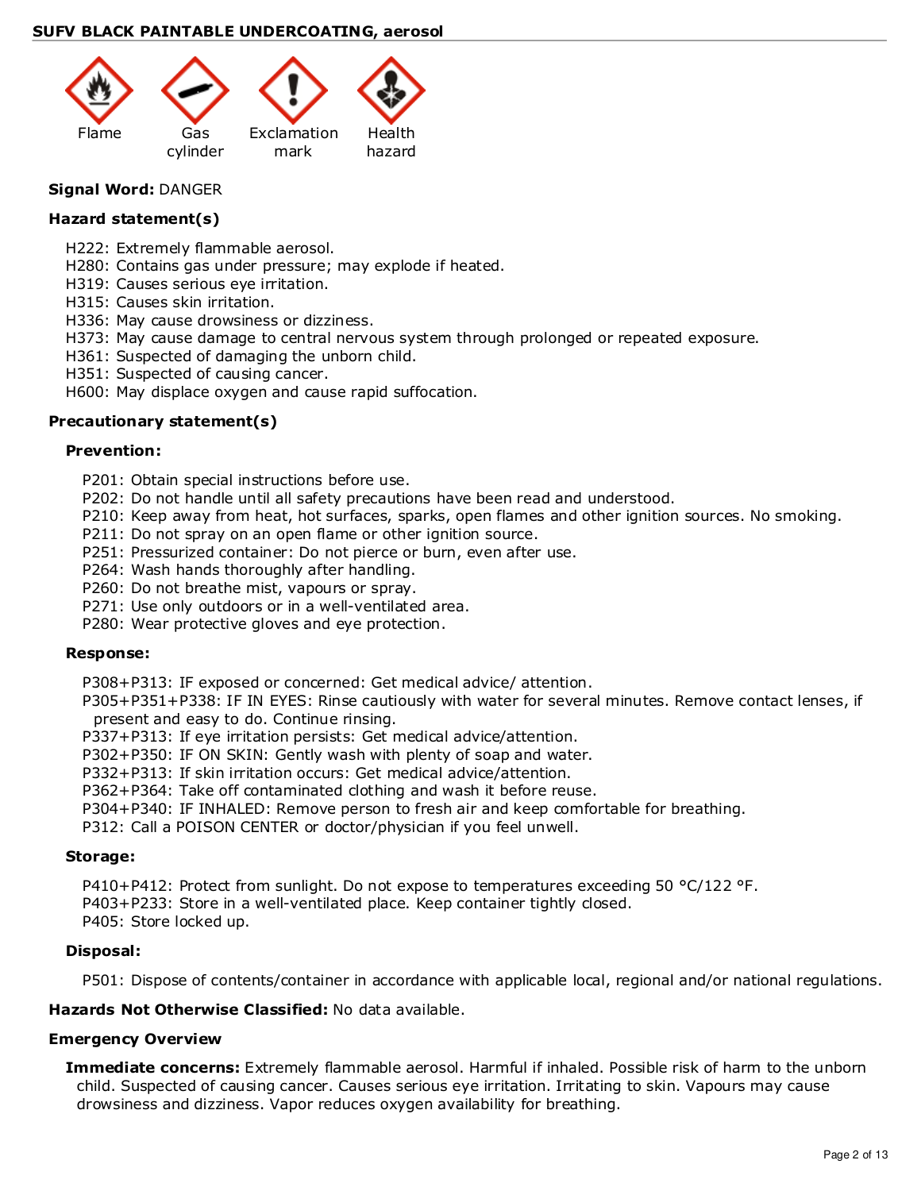Flame Gas cylinder Exclamation mark Health hazard

**Signal Word:** DANGER

**Hazard statement(s)**

H222: Extremely flammable aerosol.
H280: Contains gas under pressure; may explode if heated.
H319: Causes serious eye irritation.
H315: Causes skin irritation.
H336: May cause drowsiness or dizziness.
H373: May cause damage to central nervous system through prolonged or repeated exposure.
H361: Suspected of damaging the unborn child.
H351: Suspected of causing cancer.
H600: May displace oxygen and cause rapid suffocation.

**Precautionary statement(s)**

**Prevention:**

P201: Obtain special instructions before use.
P202: Do not handle until all safety precautions have been read and understood.
P210: Keep away from heat, hot surfaces, sparks, open flames and other ignition sources. No smoking.
P211: Do not spray on an open flame or other ignition source.
P251: Pressurized container: Do not pierce or burn, even after use.
P264: Wash hands thoroughly after handling.
P260: Do not breathe mist, vapours or spray.
P271: Use only outdoors or in a well-ventilated area.
P280: Wear protective gloves and eye protection.

**Response:**

P308+P313: IF exposed or concerned: Get medical advice/ attention.
P305+P351+P338: IF IN EYES: Rinse cautiously with water for several minutes. Remove contact lenses, if present and easy to do. Continue rinsing.
P337+P313: If eye irritation persists: Get medical advice/attention.
P302+P350: IF ON SKIN: Gently wash with plenty of soap and water.
P332+P313: If skin irritation occurs: Get medical advice/attention.
P362+P364: Take off contaminated clothing and wash it before reuse.
P304+P340: IF INHALED: Remove person to fresh air and keep comfortable for breathing.
P312: Call a POISON CENTER or doctor/physician if you feel unwell.

**Storage:**

P410+P412: Protect from sunlight. Do not expose to temperatures exceeding 50 °C/122 °F.
P403+P233: Store in a well-ventilated place. Keep container tightly closed.
P405: Store locked up.

**Disposal:**

P501: Dispose of contents/container in accordance with applicable local, regional and/or national regulations.

**Hazards Not Otherwise Classified:** No data available.

**Emergency Overview**

**Immediate concerns:** Extremely flammable aerosol. Harmful if inhaled. Possible risk of harm to the unborn child. Suspected of causing cancer. Causes serious eye irritation. Irritating to skin. Vapours may cause drowsiness and dizziness. Vapor reduces oxygen availability for breathing.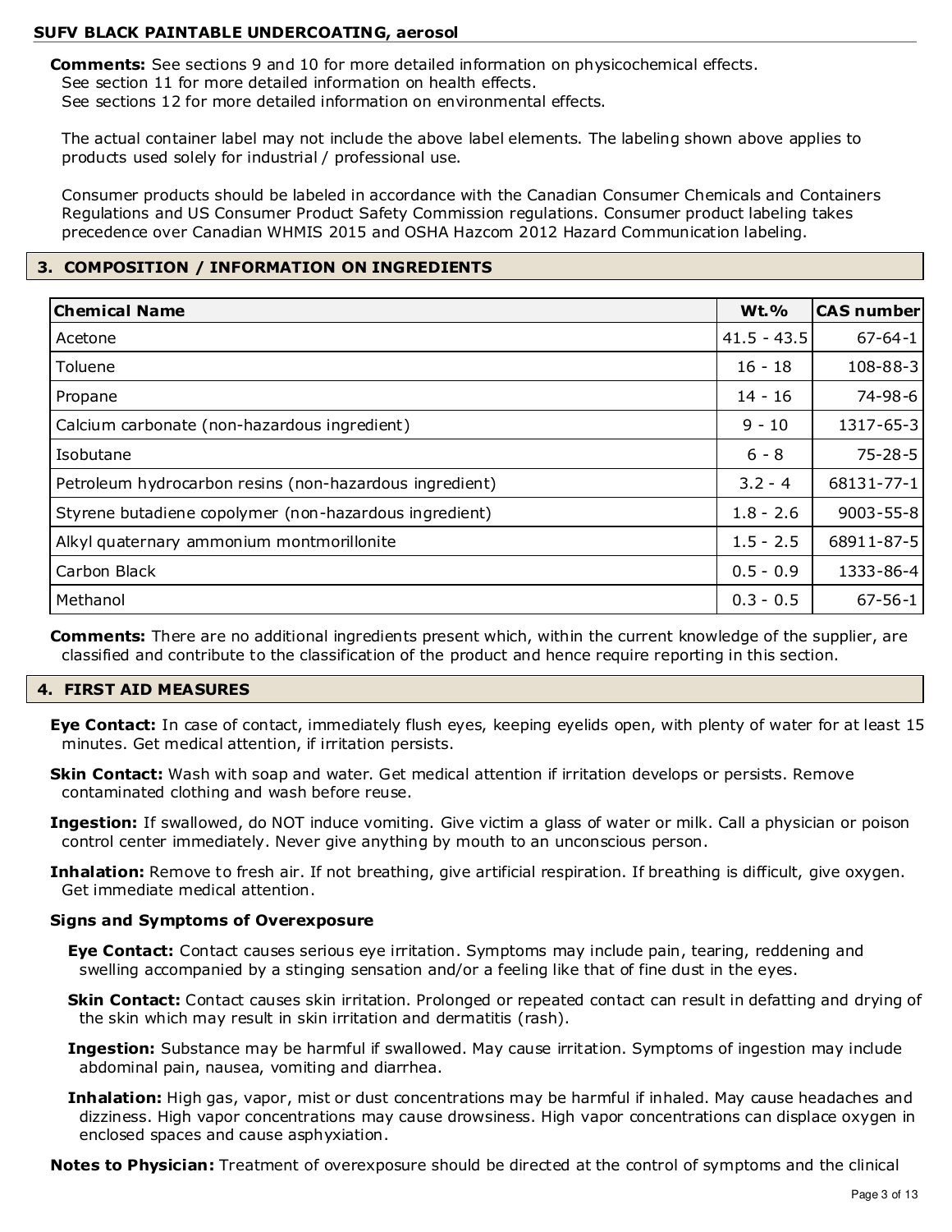**Comments:** See sections 9 and 10 for more detailed information on physicochemical effects.
See section 11 for more detailed information on health effects.
See sections 12 for more detailed information on environmental effects.

The actual container label may not include the above label elements. The labeling shown above applies to products used solely for industrial / professional use.

Consumer products should be labeled in accordance with the Canadian Consumer Chemicals and Containers Regulations and US Consumer Product Safety Commission regulations. Consumer product labeling takes precedence over Canadian WHMIS 2015 and OSHA Hazcom 2012 Hazard Communication labeling.

## 3. COMPOSITION / INFORMATION ON INGREDIENTS

| Chemical Name | Wt.% | CAS number |
|---|---|---|
| Acetone | 41.5 - 43.5 | 67-64-1 |
| Toluene | 16 - 18 | 108-88-3 |
| Propane | 14 - 16 | 74-98-6 |
| Calcium carbonate (non-hazardous ingredient) | 9 - 10 | 1317-65-3 |
| Isobutane | 6 - 8 | 75-28-5 |
| Petroleum hydrocarbon resins (non-hazardous ingredient) | 3.2 - 4 | 68131-77-1 |
| Styrene butadiene copolymer (non-hazardous ingredient) | 1.8 - 2.6 | 9003-55-8 |
| Alkyl quaternary ammonium montmorillonite | 1.5 - 2.5 | 68911-87-5 |
| Carbon Black | 0.5 - 0.9 | 1333-86-4 |
| Methanol | 0.3 - 0.5 | 67-56-1 |

**Comments:** There are no additional ingredients present which, within the current knowledge of the supplier, are classified and contribute to the classification of the product and hence require reporting in this section.

## 4. FIRST AID MEASURES

**Eye Contact:** In case of contact, immediately flush eyes, keeping eyelids open, with plenty of water for at least 15 minutes. Get medical attention, if irritation persists.

**Skin Contact:** Wash with soap and water. Get medical attention if irritation develops or persists. Remove contaminated clothing and wash before reuse.

**Ingestion:** If swallowed, do NOT induce vomiting. Give victim a glass of water or milk. Call a physician or poison control center immediately. Never give anything by mouth to an unconscious person.

**Inhalation:** Remove to fresh air. If not breathing, give artificial respiration. If breathing is difficult, give oxygen. Get immediate medical attention.

### Signs and Symptoms of Overexposure

**Eye Contact:** Contact causes serious eye irritation. Symptoms may include pain, tearing, reddening and swelling accompanied by a stinging sensation and/or a feeling like that of fine dust in the eyes.

**Skin Contact:** Contact causes skin irritation. Prolonged or repeated contact can result in defatting and drying of the skin which may result in skin irritation and dermatitis (rash).

**Ingestion:** Substance may be harmful if swallowed. May cause irritation. Symptoms of ingestion may include abdominal pain, nausea, vomiting and diarrhea.

**Inhalation:** High gas, vapor, mist or dust concentrations may be harmful if inhaled. May cause headaches and dizziness. High vapor concentrations may cause drowsiness. High vapor concentrations can displace oxygen in enclosed spaces and cause asphyxiation.

**Notes to Physician:** Treatment of overexposure should be directed at the control of symptoms and the clinical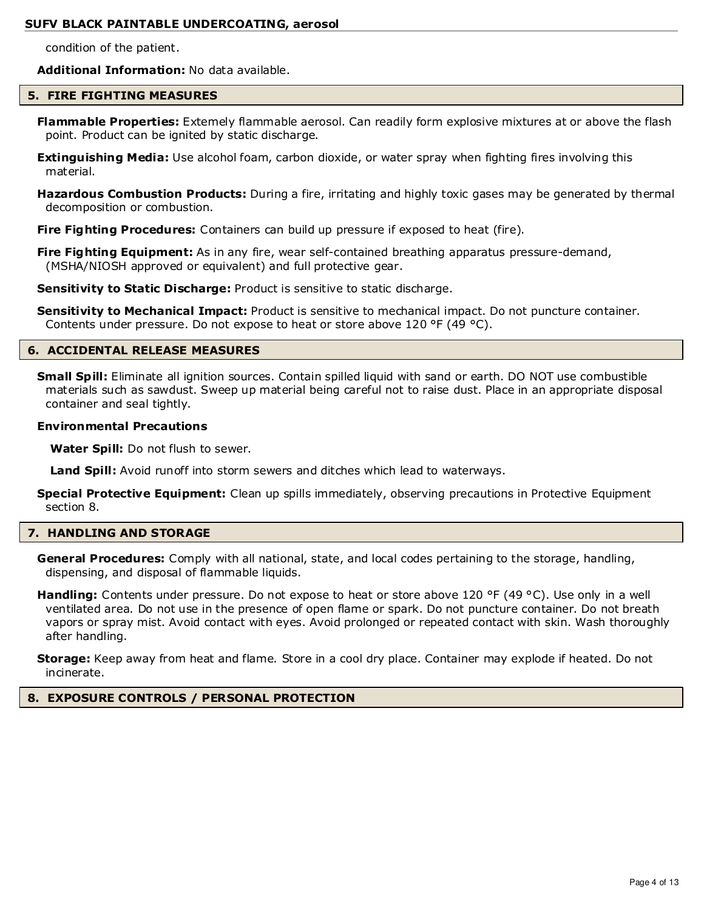condition of the patient.

**Additional Information:** No data available.

## 5. FIRE FIGHTING MEASURES

**Flammable Properties:** Extemely flammable aerosol. Can readily form explosive mixtures at or above the flash point. Product can be ignited by static discharge.

**Extinguishing Media:** Use alcohol foam, carbon dioxide, or water spray when fighting fires involving this material.

**Hazardous Combustion Products:** During a fire, irritating and highly toxic gases may be generated by thermal decomposition or combustion.

**Fire Fighting Procedures:** Containers can build up pressure if exposed to heat (fire).

**Fire Fighting Equipment:** As in any fire, wear self-contained breathing apparatus pressure-demand, (MSHA/NIOSH approved or equivalent) and full protective gear.

**Sensitivity to Static Discharge:** Product is sensitive to static discharge.

**Sensitivity to Mechanical Impact:** Product is sensitive to mechanical impact. Do not puncture container. Contents under pressure. Do not expose to heat or store above 120 °F (49 °C).

## 6. ACCIDENTAL RELEASE MEASURES

**Small Spill:** Eliminate all ignition sources. Contain spilled liquid with sand or earth. DO NOT use combustible materials such as sawdust. Sweep up material being careful not to raise dust. Place in an appropriate disposal container and seal tightly.

**Environmental Precautions**

**Water Spill:** Do not flush to sewer.

**Land Spill:** Avoid runoff into storm sewers and ditches which lead to waterways.

**Special Protective Equipment:** Clean up spills immediately, observing precautions in Protective Equipment section 8.

## 7. HANDLING AND STORAGE

**General Procedures:** Comply with all national, state, and local codes pertaining to the storage, handling, dispensing, and disposal of flammable liquids.

**Handling:** Contents under pressure. Do not expose to heat or store above 120 °F (49 °C). Use only in a well ventilated area. Do not use in the presence of open flame or spark. Do not puncture container. Do not breath vapors or spray mist. Avoid contact with eyes. Avoid prolonged or repeated contact with skin. Wash thoroughly after handling.

**Storage:** Keep away from heat and flame. Store in a cool dry place. Container may explode if heated. Do not incinerate.

## 8. EXPOSURE CONTROLS / PERSONAL PROTECTION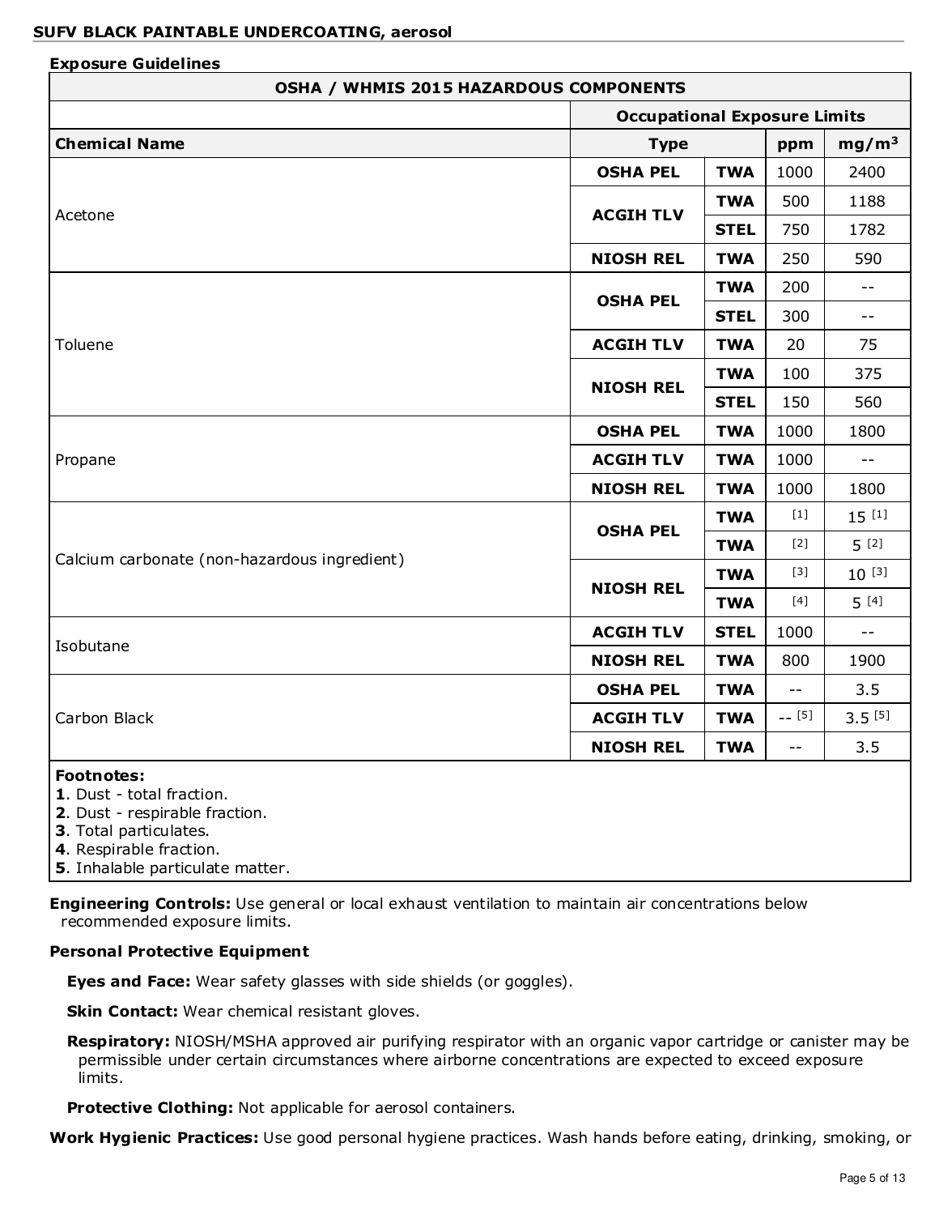**SUFV BLACK PAINTABLE UNDERCOATING, aerosol**

**Exposure Guidelines**

| OSHA / WHMIS 2015 HAZARDOUS COMPONENTS | | | | |
|---|---|---|---|---|
| | Occupational Exposure Limits | | | |
| **Chemical Name** | **Type** | | **ppm** | **mg/m³** |
| Acetone | OSHA PEL | TWA | 1000 | 2400 |
| | ACGIH TLV | TWA | 500 | 1188 |
| | | STEL | 750 | 1782 |
| | NIOSH REL | TWA | 250 | 590 |
| Toluene | OSHA PEL | TWA | 200 | -- |
| | | STEL | 300 | -- |
| | ACGIH TLV | TWA | 20 | 75 |
| | NIOSH REL | TWA | 100 | 375 |
| | | STEL | 150 | 560 |
| Propane | OSHA PEL | TWA | 1000 | 1800 |
| | ACGIH TLV | TWA | 1000 | -- |
| | NIOSH REL | TWA | 1000 | 1800 |
| Calcium carbonate (non-hazardous ingredient) | OSHA PEL | TWA | [1] | 15 [1] |
| | | TWA | [2] | 5 [2] |
| | NIOSH REL | TWA | [3] | 10 [3] |
| | | TWA | [4] | 5 [4] |
| Isobutane | ACGIH TLV | STEL | 1000 | -- |
| | NIOSH REL | TWA | 800 | 1900 |
| Carbon Black | OSHA PEL | TWA | -- | 3.5 |
| | ACGIH TLV | TWA | -- [5] | 3.5 [5] |
| | NIOSH REL | TWA | -- | 3.5 |

**Footnotes:**
**1**. Dust - total fraction.
**2**. Dust - respirable fraction.
**3**. Total particulates.
**4**. Respirable fraction.
**5**. Inhalable particulate matter.

**Engineering Controls:** Use general or local exhaust ventilation to maintain air concentrations below recommended exposure limits.

**Personal Protective Equipment**

**Eyes and Face:** Wear safety glasses with side shields (or goggles).

**Skin Contact:** Wear chemical resistant gloves.

**Respiratory:** NIOSH/MSHA approved air purifying respirator with an organic vapor cartridge or canister may be permissible under certain circumstances where airborne concentrations are expected to exceed exposure limits.

**Protective Clothing:** Not applicable for aerosol containers.

**Work Hygienic Practices:** Use good personal hygiene practices. Wash hands before eating, drinking, smoking, or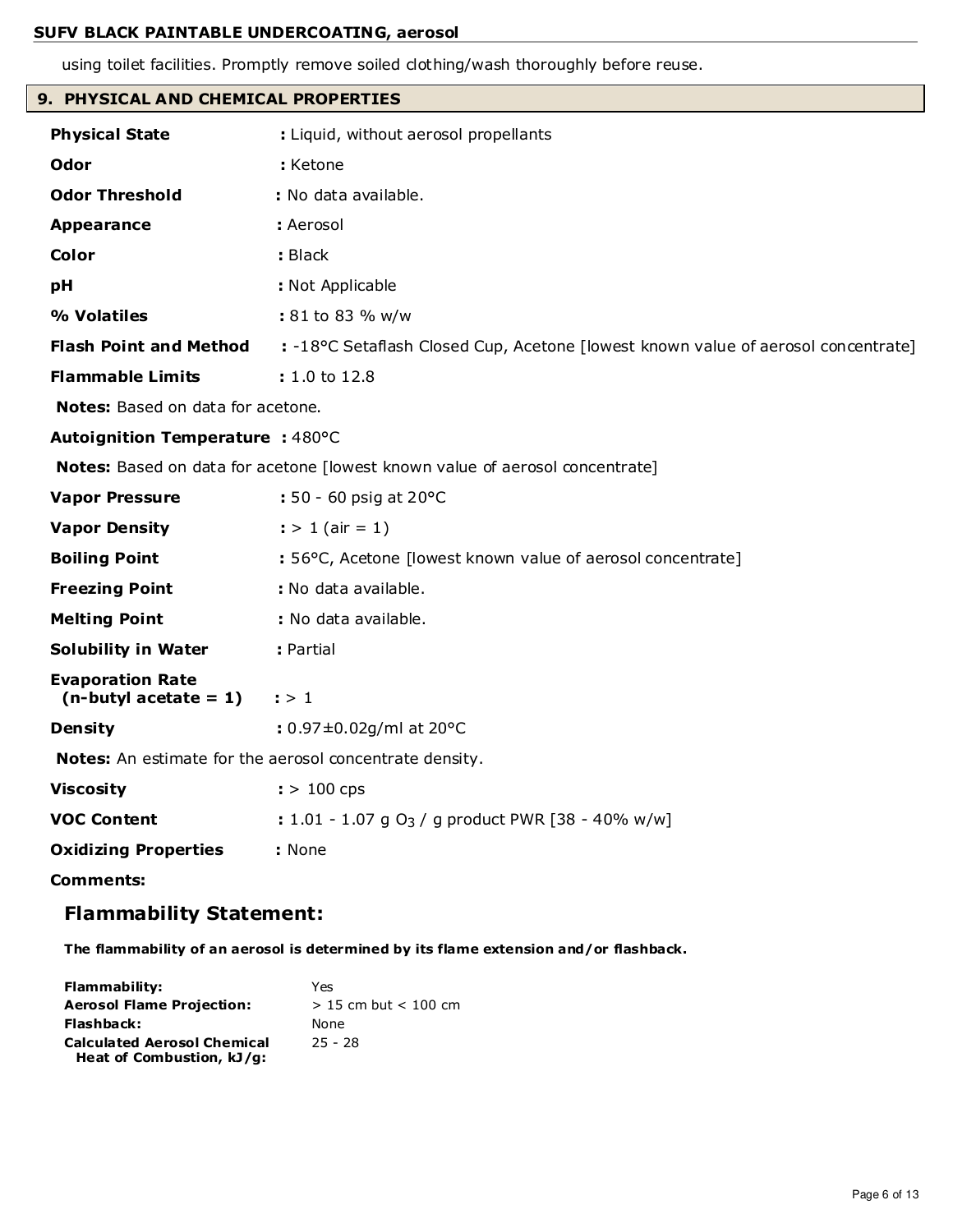using toilet facilities. Promptly remove soiled clothing/wash thoroughly before reuse.

## 9. PHYSICAL AND CHEMICAL PROPERTIES

**Physical State** : Liquid, without aerosol propellants

**Odor** : Ketone

**Odor Threshold** : No data available.

**Appearance** : Aerosol

**Color** : Black

**pH** : Not Applicable

**% Volatiles** : 81 to 83 % w/w

**Flash Point and Method** : -18°C Setaflash Closed Cup, Acetone [lowest known value of aerosol concentrate]

**Flammable Limits** : 1.0 to 12.8

**Notes:** Based on data for acetone.

**Autoignition Temperature** : 480°C

**Notes:** Based on data for acetone [lowest known value of aerosol concentrate]

**Vapor Pressure** : 50 - 60 psig at 20°C

**Vapor Density** : > 1 (air = 1)

**Boiling Point** : 56°C, Acetone [lowest known value of aerosol concentrate]

**Freezing Point** : No data available.

**Melting Point** : No data available.

**Solubility in Water** : Partial

**Evaporation Rate (n-butyl acetate = 1)** : > 1

**Density** : 0.97±0.02g/ml at 20°C

**Notes:** An estimate for the aerosol concentrate density.

**Viscosity** : > 100 cps

**VOC Content** : 1.01 - 1.07 g $O_3$ / g product PWR [38 - 40% w/w]

**Oxidizing Properties** : None

**Comments:**

### Flammability Statement:

**The flammability of an aerosol is determined by its flame extension and/or flashback.**

| | |
|---|---|
| **Flammability:** | Yes |
| **Aerosol Flame Projection:** | > 15 cm but < 100 cm |
| **Flashback:** | None |
| **Calculated Aerosol Chemical Heat of Combustion, kJ/g:** | 25 - 28 |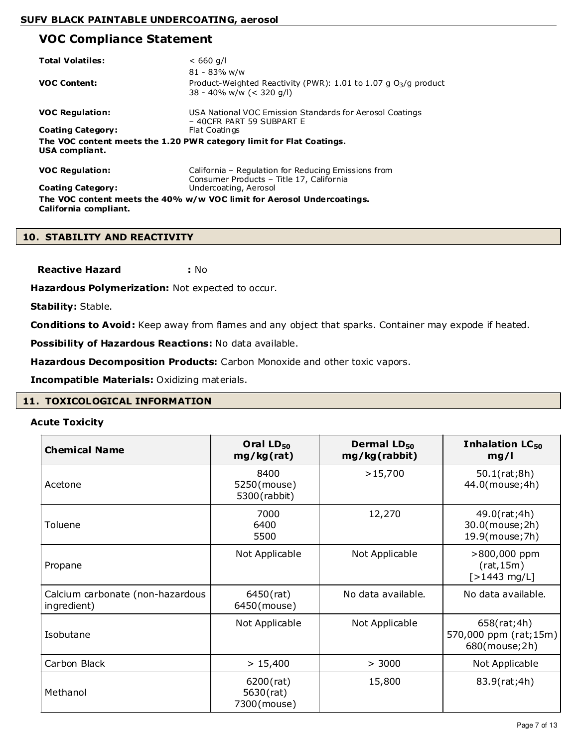## VOC Compliance Statement

**Total Volatiles:** < 660 g/l
81 - 83% w/w

**VOC Content:** Product-Weighted Reactivity (PWR): 1.01 to 1.07 g $O_3$/g product
38 - 40% w/w (< 320 g/l)

**VOC Regulation:** USA National VOC Emission Standards for Aerosol Coatings – 40CFR PART 59 SUBPART E

**Coating Category:** Flat Coatings

**The VOC content meets the 1.20 PWR category limit for Flat Coatings.**
**USA compliant.**

**VOC Regulation:** California – Regulation for Reducing Emissions from Consumer Products – Title 17, California

**Coating Category:** Undercoating, Aerosol

**The VOC content meets the 40% w/w VOC limit for Aerosol Undercoatings.**
**California compliant.**

## 10. STABILITY AND REACTIVITY

**Reactive Hazard** **:** No

**Hazardous Polymerization:** Not expected to occur.

**Stability:** Stable.

**Conditions to Avoid:** Keep away from flames and any object that sparks. Container may expode if heated.

**Possibility of Hazardous Reactions:** No data available.

**Hazardous Decomposition Products:** Carbon Monoxide and other toxic vapors.

**Incompatible Materials:** Oxidizing materials.

## 11. TOXICOLOGICAL INFORMATION

### Acute Toxicity

| Chemical Name | Oral $LD_{50}$ mg/kg(rat) | Dermal $LD_{50}$ mg/kg(rabbit) | Inhalation $LC_{50}$ mg/l |
|---|---|---|---|
| Acetone | 8400<br>5250(mouse)<br>5300(rabbit) | >15,700 | 50.1(rat;8h)<br>44.0(mouse;4h) |
| Toluene | 7000<br>6400<br>5500 | 12,270 | 49.0(rat;4h)<br>30.0(mouse;2h)<br>19.9(mouse;7h) |
| Propane | Not Applicable | Not Applicable | >800,000 ppm (rat,15m)<br>[>1443 mg/L] |
| Calcium carbonate (non-hazardous ingredient) | 6450(rat)<br>6450(mouse) | No data available. | No data available. |
| Isobutane | Not Applicable | Not Applicable | 658(rat;4h)<br>570,000 ppm (rat;15m)<br>680(mouse;2h) |
| Carbon Black | > 15,400 | > 3000 | Not Applicable |
| Methanol | 6200(rat)<br>5630(rat)<br>7300(mouse) | 15,800 | 83.9(rat;4h) |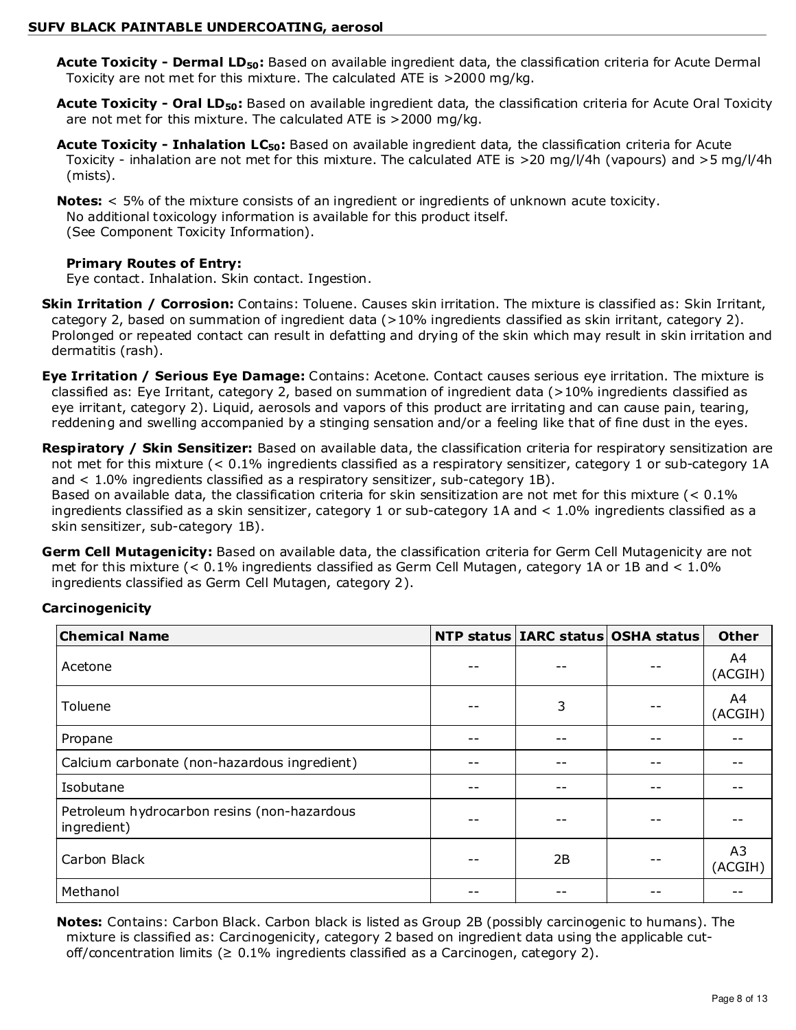**Acute Toxicity - Dermal $LD_{50}$:** Based on available ingredient data, the classification criteria for Acute Dermal Toxicity are not met for this mixture. The calculated ATE is >2000 mg/kg.

**Acute Toxicity - Oral $LD_{50}$:** Based on available ingredient data, the classification criteria for Acute Oral Toxicity are not met for this mixture. The calculated ATE is >2000 mg/kg.

**Acute Toxicity - Inhalation $LC_{50}$:** Based on available ingredient data, the classification criteria for Acute Toxicity - inhalation are not met for this mixture. The calculated ATE is >20 mg/l/4h (vapours) and >5 mg/l/4h (mists).

**Notes:** < 5% of the mixture consists of an ingredient or ingredients of unknown acute toxicity.
No additional toxicology information is available for this product itself.
(See Component Toxicity Information).

**Primary Routes of Entry:**
Eye contact. Inhalation. Skin contact. Ingestion.

**Skin Irritation / Corrosion:** Contains: Toluene. Causes skin irritation. The mixture is classified as: Skin Irritant, category 2, based on summation of ingredient data (>10% ingredients classified as skin irritant, category 2). Prolonged or repeated contact can result in defatting and drying of the skin which may result in skin irritation and dermatitis (rash).

**Eye Irritation / Serious Eye Damage:** Contains: Acetone. Contact causes serious eye irritation. The mixture is classified as: Eye Irritant, category 2, based on summation of ingredient data (>10% ingredients classified as eye irritant, category 2). Liquid, aerosols and vapors of this product are irritating and can cause pain, tearing, reddening and swelling accompanied by a stinging sensation and/or a feeling like that of fine dust in the eyes.

**Respiratory / Skin Sensitizer:** Based on available data, the classification criteria for respiratory sensitization are not met for this mixture (< 0.1% ingredients classified as a respiratory sensitizer, category 1 or sub-category 1A and < 1.0% ingredients classified as a respiratory sensitizer, sub-category 1B).
Based on available data, the classification criteria for skin sensitization are not met for this mixture (< 0.1% ingredients classified as a skin sensitizer, category 1 or sub-category 1A and < 1.0% ingredients classified as a skin sensitizer, sub-category 1B).

**Germ Cell Mutagenicity:** Based on available data, the classification criteria for Germ Cell Mutagenicity are not met for this mixture (< 0.1% ingredients classified as Germ Cell Mutagen, category 1A or 1B and < 1.0% ingredients classified as Germ Cell Mutagen, category 2).

**Carcinogenicity**

| Chemical Name | NTP status | IARC status | OSHA status | Other |
|---|---|---|---|---|
| Acetone | -- | -- | -- | A4 (ACGIH) |
| Toluene | -- | 3 | -- | A4 (ACGIH) |
| Propane | -- | -- | -- | -- |
| Calcium carbonate (non-hazardous ingredient) | -- | -- | -- | -- |
| Isobutane | -- | -- | -- | -- |
| Petroleum hydrocarbon resins (non-hazardous ingredient) | -- | -- | -- | -- |
| Carbon Black | -- | 2B | -- | A3 (ACGIH) |
| Methanol | -- | -- | -- | -- |

**Notes:** Contains: Carbon Black. Carbon black is listed as Group 2B (possibly carcinogenic to humans). The mixture is classified as: Carcinogenicity, category 2 based on ingredient data using the applicable cut-off/concentration limits (≥ 0.1% ingredients classified as a Carcinogen, category 2).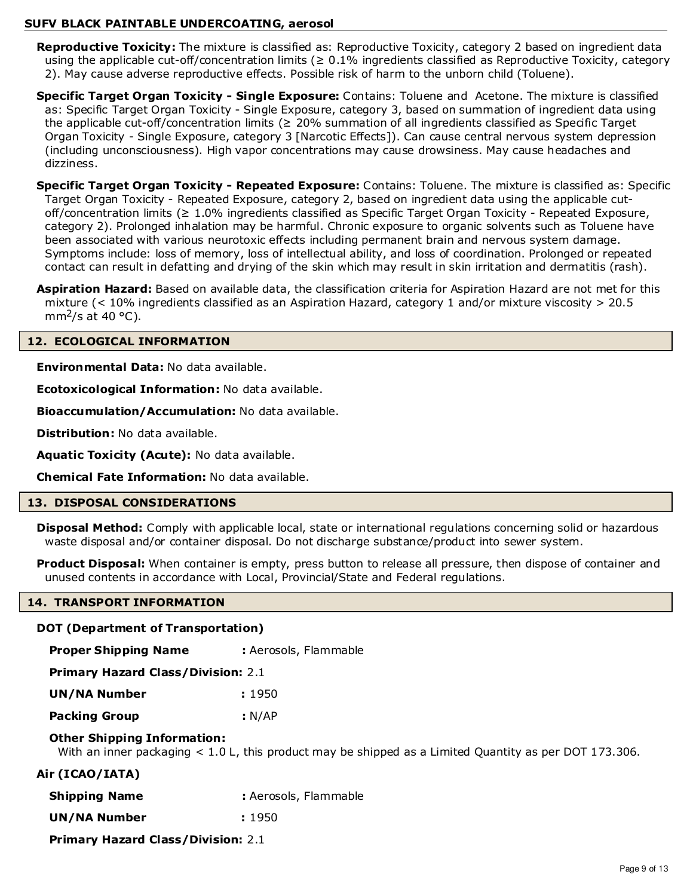**Reproductive Toxicity:** The mixture is classified as: Reproductive Toxicity, category 2 based on ingredient data using the applicable cut-off/concentration limits (≥ 0.1% ingredients classified as Reproductive Toxicity, category 2). May cause adverse reproductive effects. Possible risk of harm to the unborn child (Toluene).

**Specific Target Organ Toxicity - Single Exposure:** Contains: Toluene and Acetone. The mixture is classified as: Specific Target Organ Toxicity - Single Exposure, category 3, based on summation of ingredient data using the applicable cut-off/concentration limits (≥ 20% summation of all ingredients classified as Specific Target Organ Toxicity - Single Exposure, category 3 [Narcotic Effects]). Can cause central nervous system depression (including unconsciousness). High vapor concentrations may cause drowsiness. May cause headaches and dizziness.

**Specific Target Organ Toxicity - Repeated Exposure:** Contains: Toluene. The mixture is classified as: Specific Target Organ Toxicity - Repeated Exposure, category 2, based on ingredient data using the applicable cut-off/concentration limits (≥ 1.0% ingredients classified as Specific Target Organ Toxicity - Repeated Exposure, category 2). Prolonged inhalation may be harmful. Chronic exposure to organic solvents such as Toluene have been associated with various neurotoxic effects including permanent brain and nervous system damage. Symptoms include: loss of memory, loss of intellectual ability, and loss of coordination. Prolonged or repeated contact can result in defatting and drying of the skin which may result in skin irritation and dermatitis (rash).

**Aspiration Hazard:** Based on available data, the classification criteria for Aspiration Hazard are not met for this mixture (< 10% ingredients classified as an Aspiration Hazard, category 1 and/or mixture viscosity > 20.5 $mm^2/s$ at 40 °C).

## 12. ECOLOGICAL INFORMATION

**Environmental Data:** No data available.

**Ecotoxicological Information:** No data available.

**Bioaccumulation/Accumulation:** No data available.

**Distribution:** No data available.

**Aquatic Toxicity (Acute):** No data available.

**Chemical Fate Information:** No data available.

## 13. DISPOSAL CONSIDERATIONS

**Disposal Method:** Comply with applicable local, state or international regulations concerning solid or hazardous waste disposal and/or container disposal. Do not discharge substance/product into sewer system.

**Product Disposal:** When container is empty, press button to release all pressure, then dispose of container and unused contents in accordance with Local, Provincial/State and Federal regulations.

## 14. TRANSPORT INFORMATION

**DOT (Department of Transportation)**

**Proper Shipping Name** : Aerosols, Flammable

**Primary Hazard Class/Division:** 2.1

**UN/NA Number** : 1950

**Packing Group** : N/AP

**Other Shipping Information:**
With an inner packaging < 1.0 L, this product may be shipped as a Limited Quantity as per DOT 173.306.

**Air (ICAO/IATA)**

**Shipping Name** : Aerosols, Flammable

**UN/NA Number** : 1950

**Primary Hazard Class/Division:** 2.1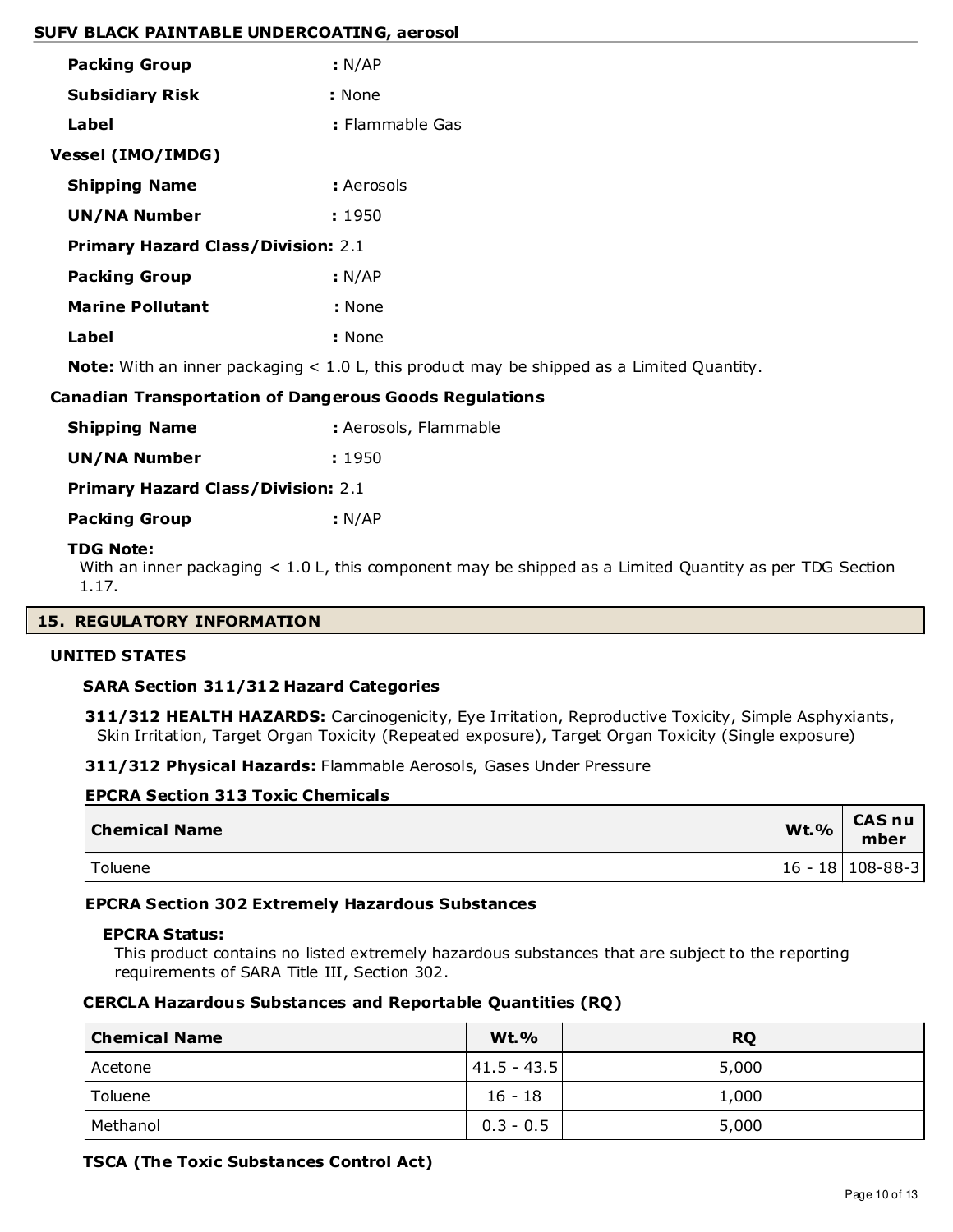**Packing Group** : N/AP

**Subsidiary Risk** : None

**Label** : Flammable Gas

**Vessel (IMO/IMDG)**

**Shipping Name** : Aerosols

**UN/NA Number** : 1950

**Primary Hazard Class/Division:** 2.1

**Packing Group** : N/AP

**Marine Pollutant** : None

**Label** : None

**Note:** With an inner packaging < 1.0 L, this product may be shipped as a Limited Quantity.

**Canadian Transportation of Dangerous Goods Regulations**

**Shipping Name** : Aerosols, Flammable

**UN/NA Number** : 1950

**Primary Hazard Class/Division:** 2.1

**Packing Group** : N/AP

**TDG Note:**
With an inner packaging < 1.0 L, this component may be shipped as a Limited Quantity as per TDG Section 1.17.

## 15. REGULATORY INFORMATION

**UNITED STATES**

**SARA Section 311/312 Hazard Categories**

**311/312 HEALTH HAZARDS:** Carcinogenicity, Eye Irritation, Reproductive Toxicity, Simple Asphyxiants, Skin Irritation, Target Organ Toxicity (Repeated exposure), Target Organ Toxicity (Single exposure)

**311/312 Physical Hazards:** Flammable Aerosols, Gases Under Pressure

**EPCRA Section 313 Toxic Chemicals**

| Chemical Name | Wt.% | CAS number |
|---|---|---|
| Toluene | 16 - 18 | 108-88-3 |

**EPCRA Section 302 Extremely Hazardous Substances**

**EPCRA Status:**
This product contains no listed extremely hazardous substances that are subject to the reporting requirements of SARA Title III, Section 302.

**CERCLA Hazardous Substances and Reportable Quantities (RQ)**

| Chemical Name | Wt.% | RQ |
|---|---|---|
| Acetone | 41.5 - 43.5 | 5,000 |
| Toluene | 16 - 18 | 1,000 |
| Methanol | 0.3 - 0.5 | 5,000 |

**TSCA (The Toxic Substances Control Act)**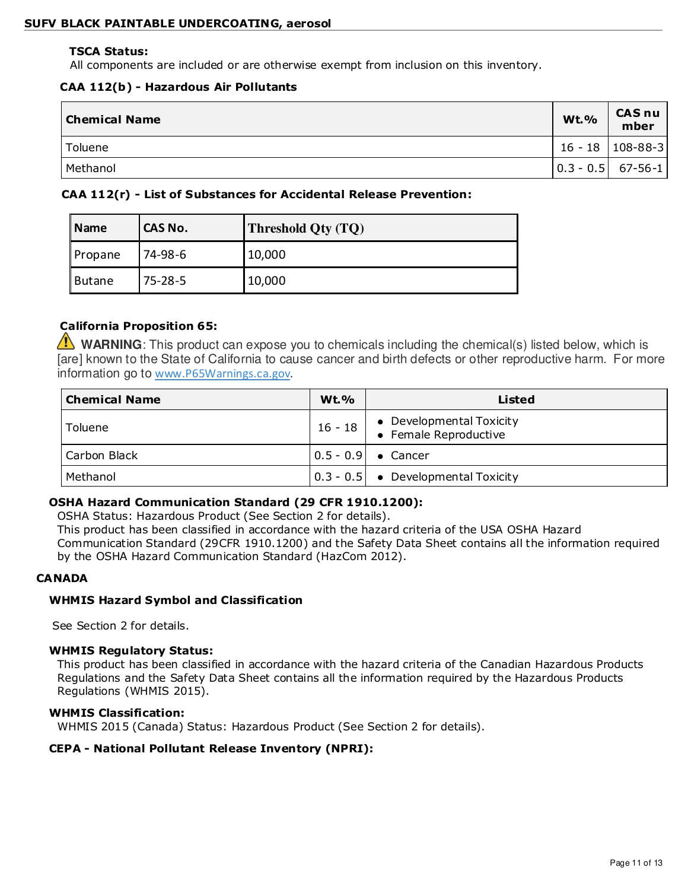**TSCA Status:**

All components are included or are otherwise exempt from inclusion on this inventory.

**CAA 112(b) - Hazardous Air Pollutants**

| Chemical Name | Wt.% | CAS number |
|---|---|---|
| Toluene | 16 - 18 | 108-88-3 |
| Methanol | 0.3 - 0.5 | 67-56-1 |

**CAA 112(r) - List of Substances for Accidental Release Prevention:**

| Name | CAS No. | Threshold Qty (TQ) |
|---|---|---|
| Propane | 74-98-6 | 10,000 |
| Butane | 75-28-5 | 10,000 |

**California Proposition 65:**

⚠ **WARNING**: This product can expose you to chemicals including the chemical(s) listed below, which is [are] known to the State of California to cause cancer and birth defects or other reproductive harm. For more information go to www.P65Warnings.ca.gov.

| Chemical Name | Wt.% | Listed |
|---|---|---|
| Toluene | 16 - 18 | • Developmental Toxicity<br>• Female Reproductive |
| Carbon Black | 0.5 - 0.9 | • Cancer |
| Methanol | 0.3 - 0.5 | • Developmental Toxicity |

**OSHA Hazard Communication Standard (29 CFR 1910.1200):**

OSHA Status: Hazardous Product (See Section 2 for details).
This product has been classified in accordance with the hazard criteria of the USA OSHA Hazard Communication Standard (29CFR 1910.1200) and the Safety Data Sheet contains all the information required by the OSHA Hazard Communication Standard (HazCom 2012).

**CANADA**

**WHMIS Hazard Symbol and Classification**

See Section 2 for details.

**WHMIS Regulatory Status:**

This product has been classified in accordance with the hazard criteria of the Canadian Hazardous Products Regulations and the Safety Data Sheet contains all the information required by the Hazardous Products Regulations (WHMIS 2015).

**WHMIS Classification:**

WHMIS 2015 (Canada) Status: Hazardous Product (See Section 2 for details).

**CEPA - National Pollutant Release Inventory (NPRI):**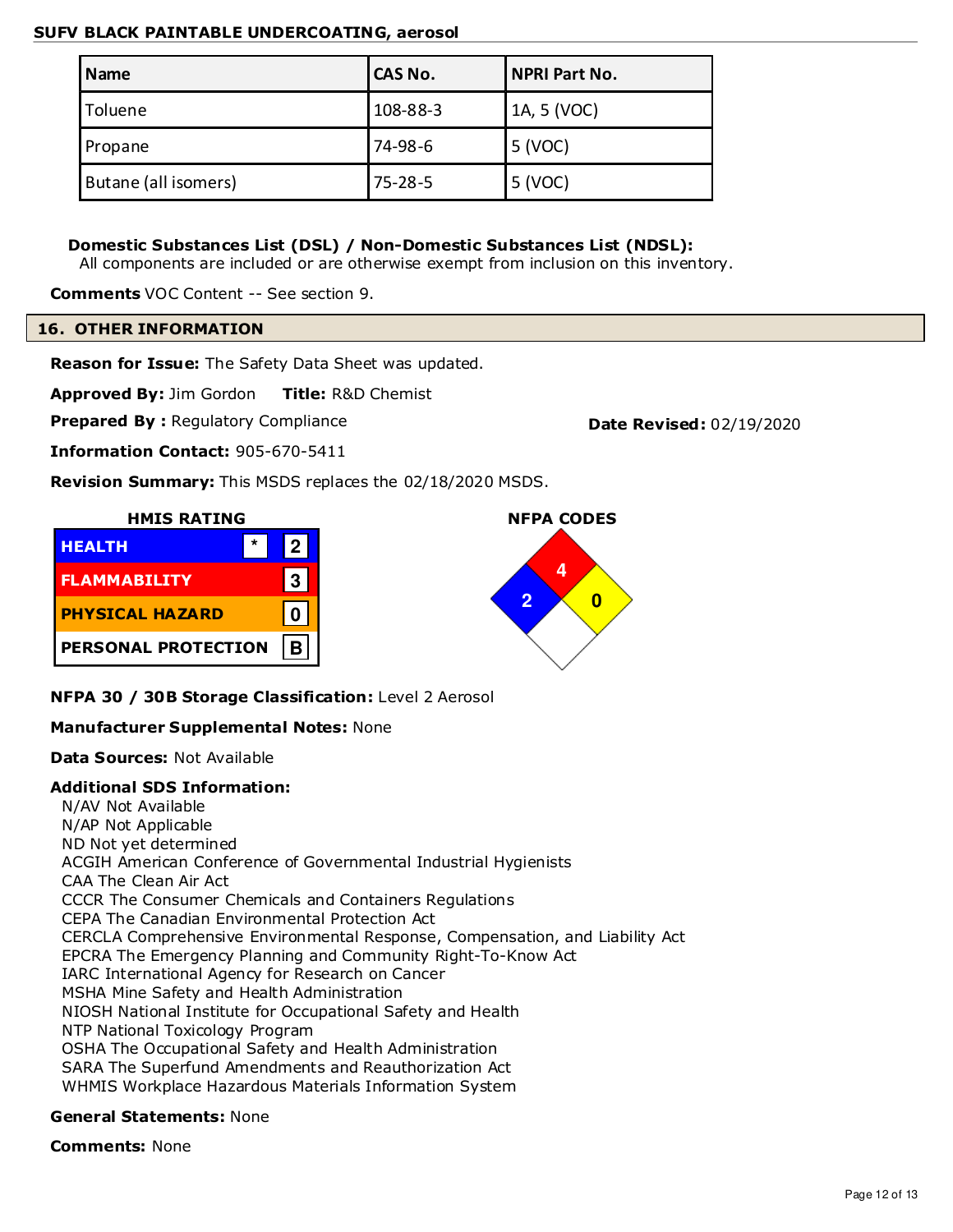**SUFV BLACK PAINTABLE UNDERCOATING, aerosol**

| Name | CAS No. | NPRI Part No. |
|---|---|---|
| Toluene | 108-88-3 | 1A, 5 (VOC) |
| Propane | 74-98-6 | 5 (VOC) |
| Butane (all isomers) | 75-28-5 | 5 (VOC) |

**Domestic Substances List (DSL) / Non-Domestic Substances List (NDSL):**
All components are included or are otherwise exempt from inclusion on this inventory.

**Comments** VOC Content -- See section 9.

## 16. OTHER INFORMATION

**Reason for Issue:** The Safety Data Sheet was updated.

**Approved By:** Jim Gordon **Title:** R&D Chemist

**Prepared By :** Regulatory Compliance

**Date Revised:** 02/19/2020

**Information Contact:** 905-670-5411

**Revision Summary:** This MSDS replaces the 02/18/2020 MSDS.

**HMIS RATING**

| | | |
|---|---|---|
| HEALTH | * | 2 |
| FLAMMABILITY | | 3 |
| PHYSICAL HAZARD | | 0 |
| PERSONAL PROTECTION | | B |

**NFPA CODES**

| Health | Flammability | Instability | Special |
|---|---|---|---|
| 2 | 4 | 0 | |

**NFPA 30 / 30B Storage Classification:** Level 2 Aerosol

**Manufacturer Supplemental Notes:** None

**Data Sources:** Not Available

**Additional SDS Information:**

N/AV Not Available
N/AP Not Applicable
ND Not yet determined
ACGIH American Conference of Governmental Industrial Hygienists
CAA The Clean Air Act
CCCR The Consumer Chemicals and Containers Regulations
CEPA The Canadian Environmental Protection Act
CERCLA Comprehensive Environmental Response, Compensation, and Liability Act
EPCRA The Emergency Planning and Community Right-To-Know Act
IARC International Agency for Research on Cancer
MSHA Mine Safety and Health Administration
NIOSH National Institute for Occupational Safety and Health
NTP National Toxicology Program
OSHA The Occupational Safety and Health Administration
SARA The Superfund Amendments and Reauthorization Act
WHMIS Workplace Hazardous Materials Information System

**General Statements:** None

**Comments:** None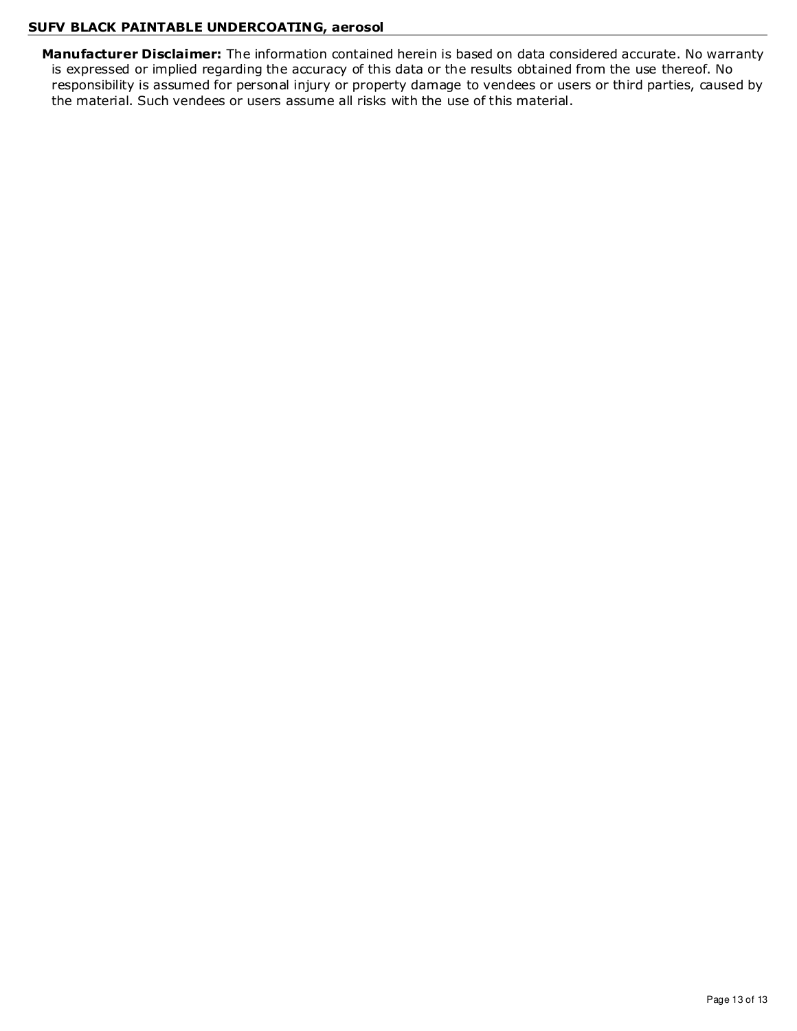**Manufacturer Disclaimer:** The information contained herein is based on data considered accurate. No warranty is expressed or implied regarding the accuracy of this data or the results obtained from the use thereof. No responsibility is assumed for personal injury or property damage to vendees or users or third parties, caused by the material. Such vendees or users assume all risks with the use of this material.